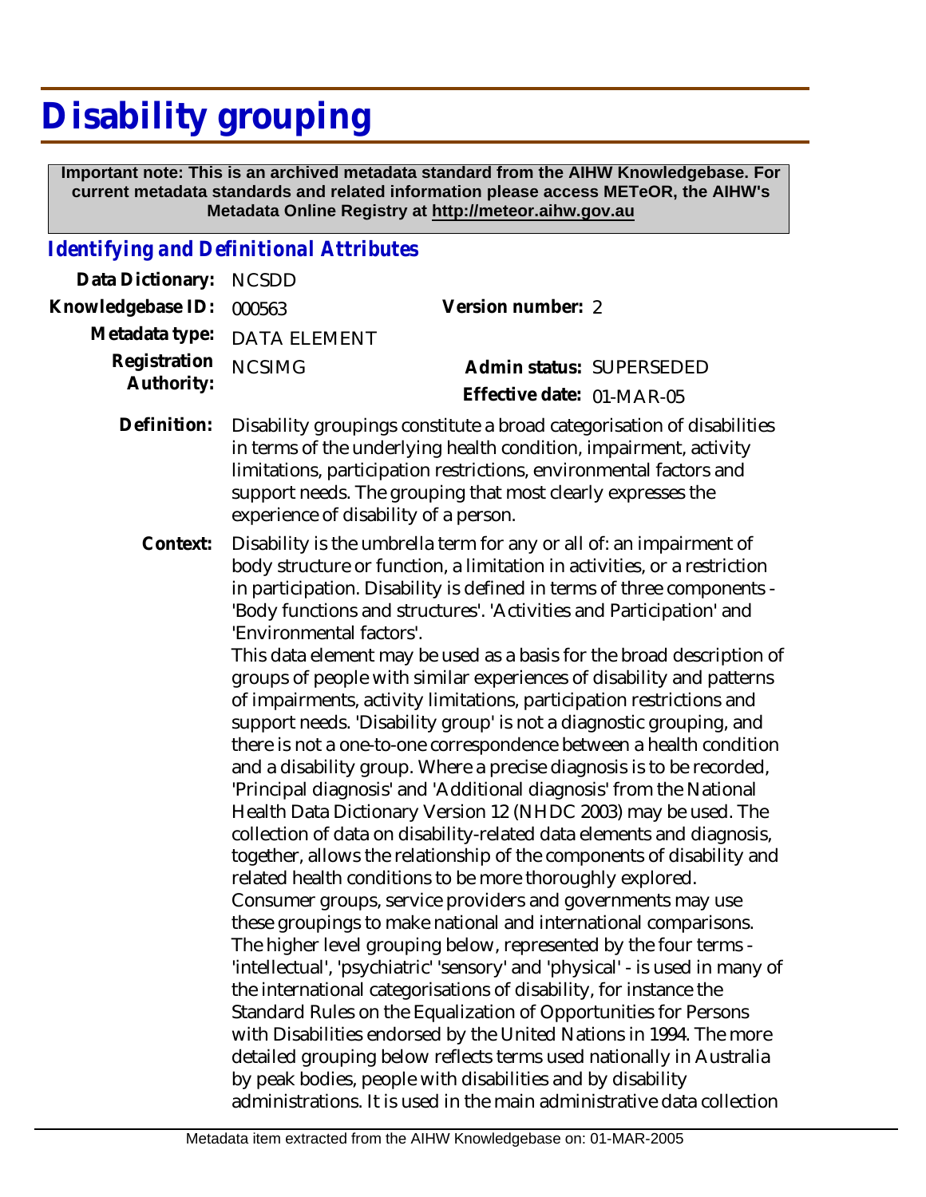# Disability grouping

**Important note: This is an archived metadata standard from the AIHW Knowledgebase. For current metadata standards and related information please access METeOR, the AIHW's Metadata Online Registry at http://meteor.aihw.gov.au**

## *Identifying and Definitional Attributes*

| | | | |
|---|---|---|---|
| **Data Dictionary:** | NCSDD | | |
| **Knowledgebase ID:** | 000563 | **Version number:** | 2 |
| **Metadata type:** | DATA ELEMENT | | |
| **Registration Authority:** | NCSIMG | **Admin status:** | SUPERSEDED |
| | | **Effective date:** | 01-MAR-05 |

**Definition:** Disability groupings constitute a broad categorisation of disabilities in terms of the underlying health condition, impairment, activity limitations, participation restrictions, environmental factors and support needs. The grouping that most clearly expresses the experience of disability of a person.

**Context:** Disability is the umbrella term for any or all of: an impairment of body structure or function, a limitation in activities, or a restriction in participation. Disability is defined in terms of three components - 'Body functions and structures'. 'Activities and Participation' and 'Environmental factors'.

This data element may be used as a basis for the broad description of groups of people with similar experiences of disability and patterns of impairments, activity limitations, participation restrictions and support needs. 'Disability group' is not a diagnostic grouping, and there is not a one-to-one correspondence between a health condition and a disability group. Where a precise diagnosis is to be recorded, 'Principal diagnosis' and 'Additional diagnosis' from the National Health Data Dictionary Version 12 (NHDC 2003) may be used. The collection of data on disability-related data elements and diagnosis, together, allows the relationship of the components of disability and related health conditions to be more thoroughly explored.

Consumer groups, service providers and governments may use these groupings to make national and international comparisons.

The higher level grouping below, represented by the four terms - 'intellectual', 'psychiatric' 'sensory' and 'physical' - is used in many of the international categorisations of disability, for instance the Standard Rules on the Equalization of Opportunities for Persons with Disabilities endorsed by the United Nations in 1994. The more detailed grouping below reflects terms used nationally in Australia by peak bodies, people with disabilities and by disability administrations. It is used in the main administrative data collection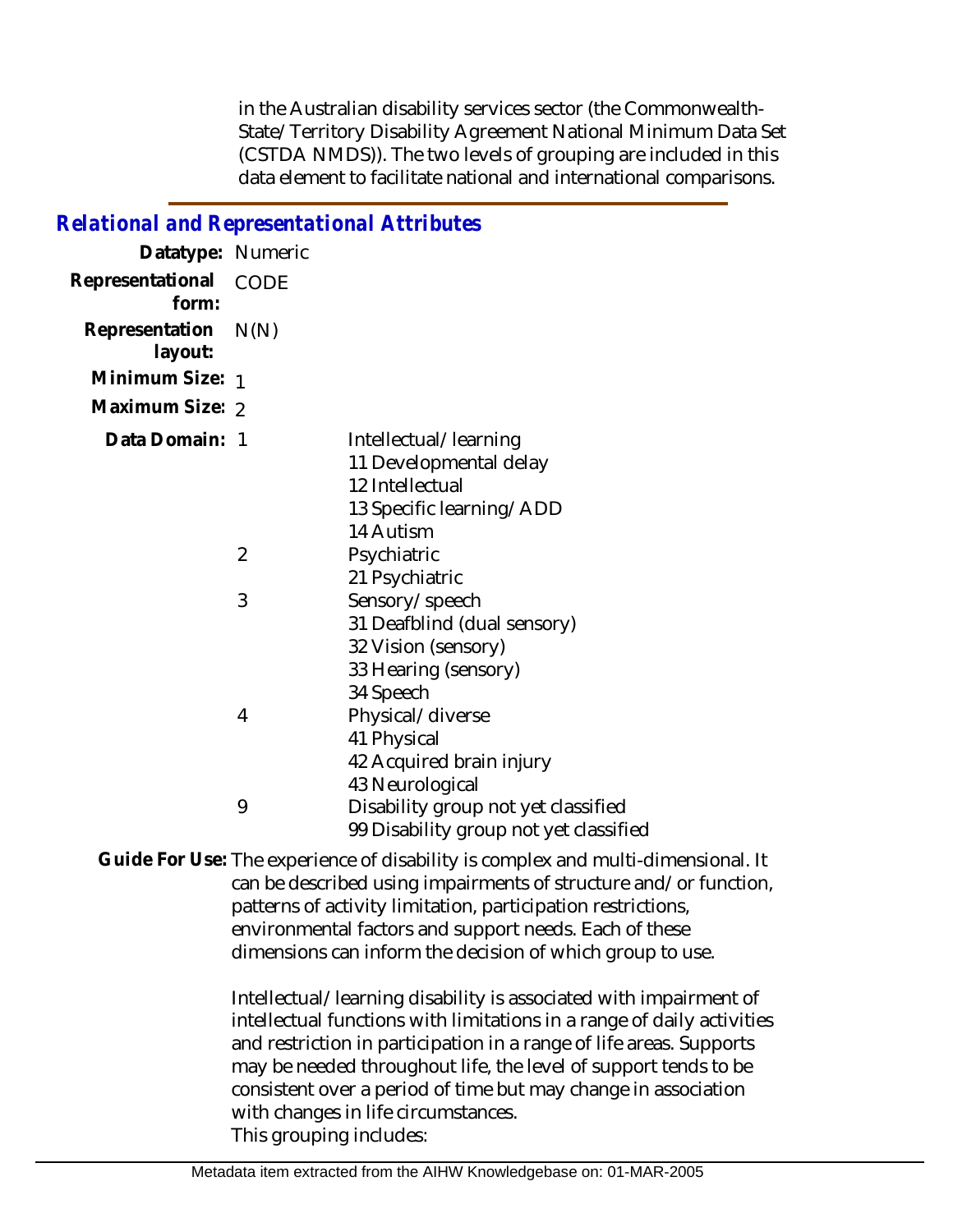in the Australian disability services sector (the Commonwealth-State/Territory Disability Agreement National Minimum Data Set (CSTDA NMDS)). The two levels of grouping are included in this data element to facilitate national and international comparisons.

## *Relational and Representational Attributes*

**Datatype:** Numeric

**Representational form:** CODE

**Representation layout:** N(N)

**Minimum Size:** 1

**Maximum Size:** 2

**Data Domain:**

| Code | Value |
|---|---|
| 1 | Intellectual/learning<br>11 Developmental delay<br>12 Intellectual<br>13 Specific learning/ADD<br>14 Autism |
| 2 | Psychiatric<br>21 Psychiatric |
| 3 | Sensory/speech<br>31 Deafblind (dual sensory)<br>32 Vision (sensory)<br>33 Hearing (sensory)<br>34 Speech |
| 4 | Physical/diverse<br>41 Physical<br>42 Acquired brain injury<br>43 Neurological |
| 9 | Disability group not yet classified<br>99 Disability group not yet classified |

**Guide For Use:** The experience of disability is complex and multi-dimensional. It can be described using impairments of structure and/or function, patterns of activity limitation, participation restrictions, environmental factors and support needs. Each of these dimensions can inform the decision of which group to use.

Intellectual/learning disability is associated with impairment of intellectual functions with limitations in a range of daily activities and restriction in participation in a range of life areas. Supports may be needed throughout life, the level of support tends to be consistent over a period of time but may change in association with changes in life circumstances.
This grouping includes: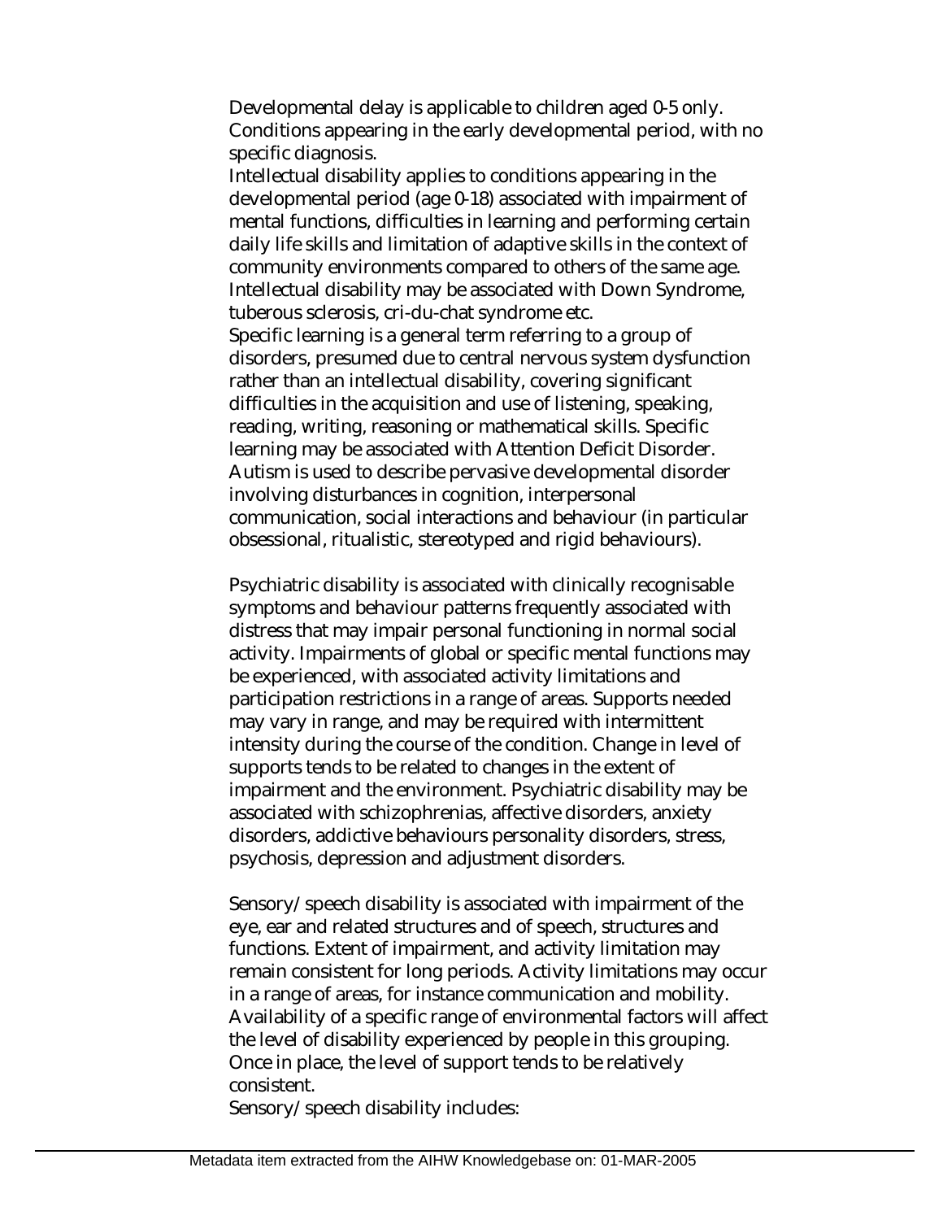Developmental delay is applicable to children aged 0-5 only. Conditions appearing in the early developmental period, with no specific diagnosis.

Intellectual disability applies to conditions appearing in the developmental period (age 0-18) associated with impairment of mental functions, difficulties in learning and performing certain daily life skills and limitation of adaptive skills in the context of community environments compared to others of the same age. Intellectual disability may be associated with Down Syndrome, tuberous sclerosis, cri-du-chat syndrome etc.

Specific learning is a general term referring to a group of disorders, presumed due to central nervous system dysfunction rather than an intellectual disability, covering significant difficulties in the acquisition and use of listening, speaking, reading, writing, reasoning or mathematical skills. Specific learning may be associated with Attention Deficit Disorder.

Autism is used to describe pervasive developmental disorder involving disturbances in cognition, interpersonal communication, social interactions and behaviour (in particular obsessional, ritualistic, stereotyped and rigid behaviours).

Psychiatric disability is associated with clinically recognisable symptoms and behaviour patterns frequently associated with distress that may impair personal functioning in normal social activity. Impairments of global or specific mental functions may be experienced, with associated activity limitations and participation restrictions in a range of areas. Supports needed may vary in range, and may be required with intermittent intensity during the course of the condition. Change in level of supports tends to be related to changes in the extent of impairment and the environment. Psychiatric disability may be associated with schizophrenias, affective disorders, anxiety disorders, addictive behaviours personality disorders, stress, psychosis, depression and adjustment disorders.

Sensory/speech disability is associated with impairment of the eye, ear and related structures and of speech, structures and functions. Extent of impairment, and activity limitation may remain consistent for long periods. Activity limitations may occur in a range of areas, for instance communication and mobility. Availability of a specific range of environmental factors will affect the level of disability experienced by people in this grouping. Once in place, the level of support tends to be relatively consistent.

Sensory/speech disability includes: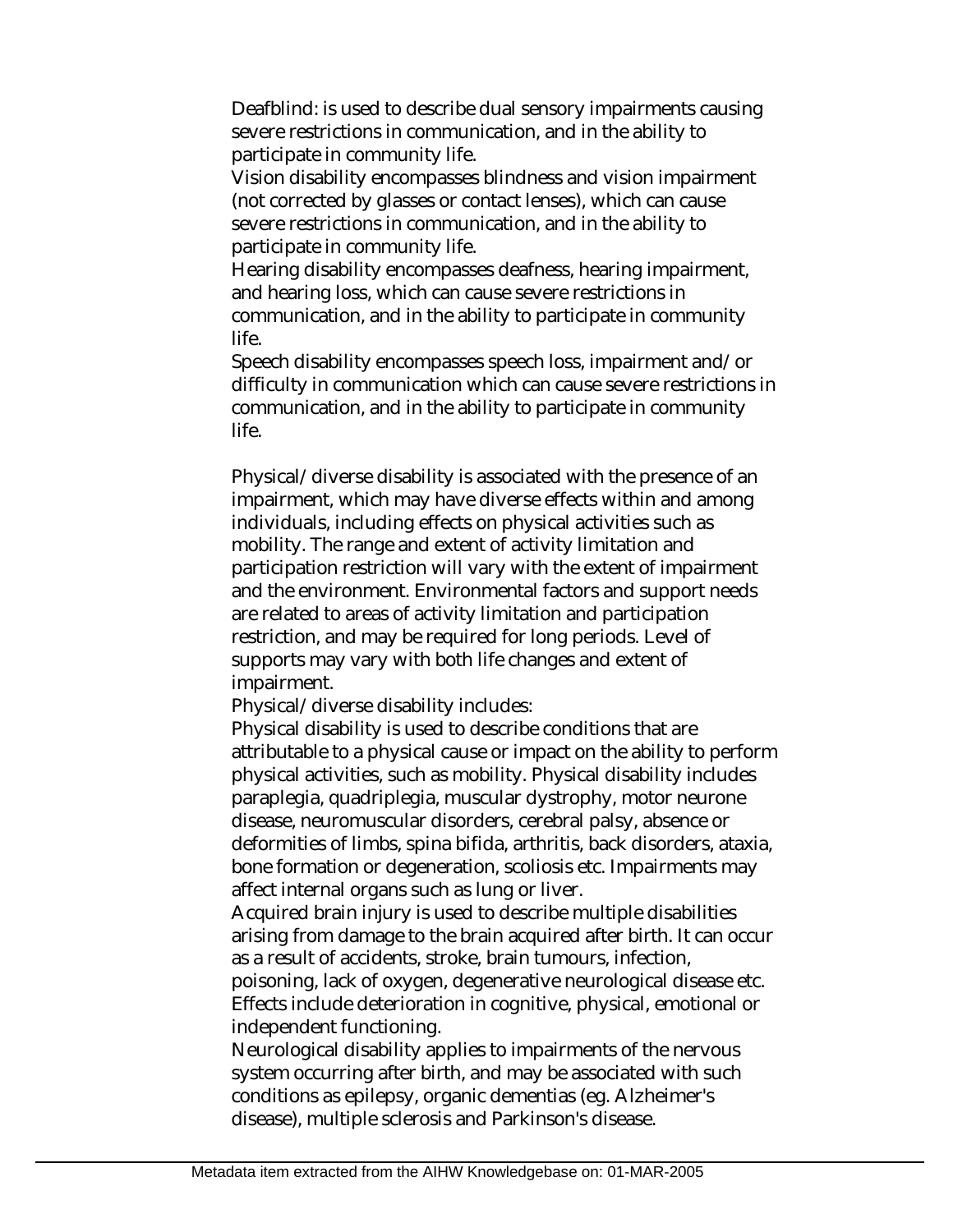Deafblind: is used to describe dual sensory impairments causing severe restrictions in communication, and in the ability to participate in community life.

Vision disability encompasses blindness and vision impairment (not corrected by glasses or contact lenses), which can cause severe restrictions in communication, and in the ability to participate in community life.

Hearing disability encompasses deafness, hearing impairment, and hearing loss, which can cause severe restrictions in communication, and in the ability to participate in community life.

Speech disability encompasses speech loss, impairment and/or difficulty in communication which can cause severe restrictions in communication, and in the ability to participate in community life.

Physical/diverse disability is associated with the presence of an impairment, which may have diverse effects within and among individuals, including effects on physical activities such as mobility. The range and extent of activity limitation and participation restriction will vary with the extent of impairment and the environment. Environmental factors and support needs are related to areas of activity limitation and participation restriction, and may be required for long periods. Level of supports may vary with both life changes and extent of impairment.

Physical/diverse disability includes:

Physical disability is used to describe conditions that are attributable to a physical cause or impact on the ability to perform physical activities, such as mobility. Physical disability includes paraplegia, quadriplegia, muscular dystrophy, motor neurone disease, neuromuscular disorders, cerebral palsy, absence or deformities of limbs, spina bifida, arthritis, back disorders, ataxia, bone formation or degeneration, scoliosis etc. Impairments may affect internal organs such as lung or liver.

Acquired brain injury is used to describe multiple disabilities arising from damage to the brain acquired after birth. It can occur as a result of accidents, stroke, brain tumours, infection, poisoning, lack of oxygen, degenerative neurological disease etc. Effects include deterioration in cognitive, physical, emotional or independent functioning.

Neurological disability applies to impairments of the nervous system occurring after birth, and may be associated with such conditions as epilepsy, organic dementias (eg. Alzheimer's disease), multiple sclerosis and Parkinson's disease.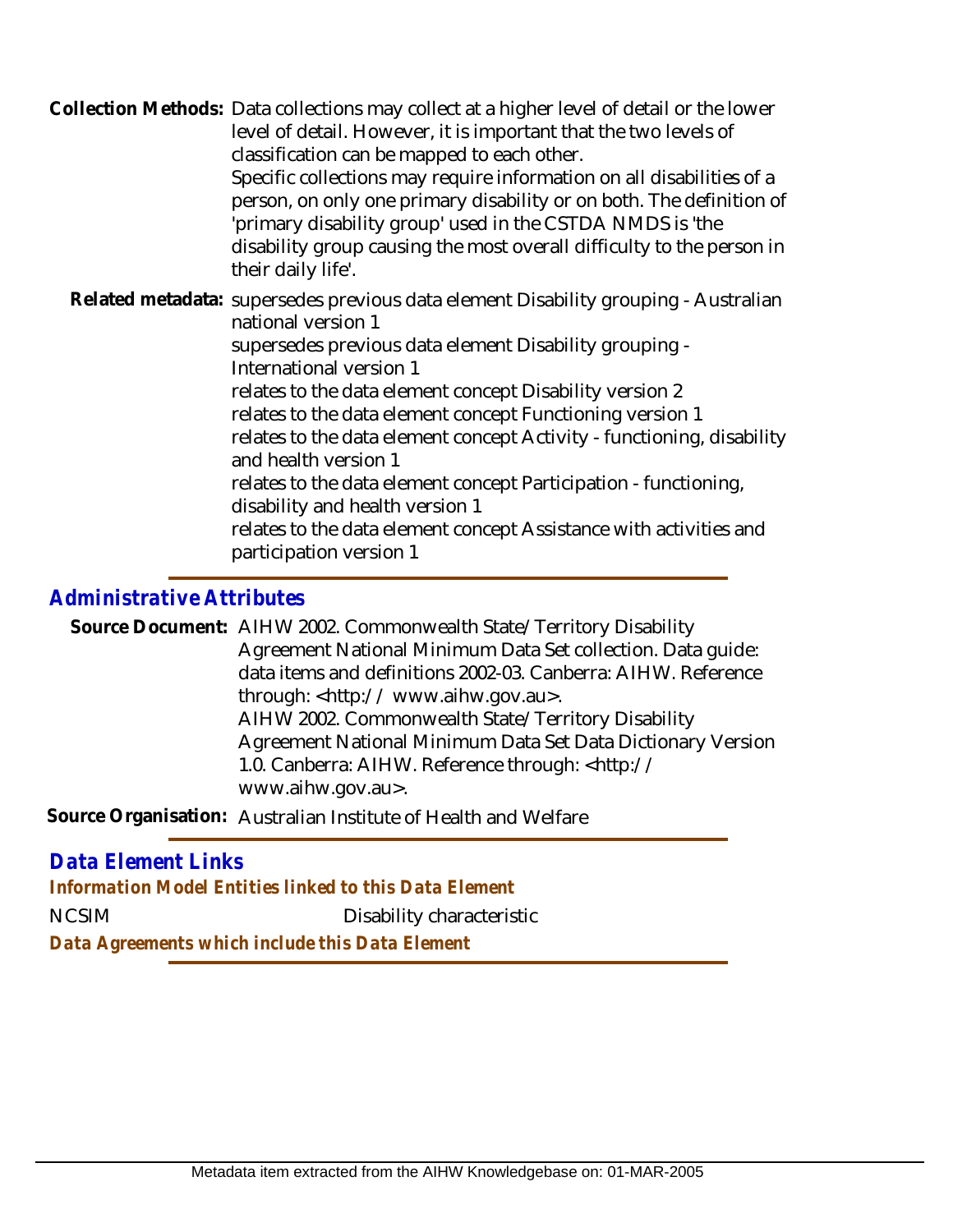**Collection Methods:** Data collections may collect at a higher level of detail or the lower level of detail. However, it is important that the two levels of classification can be mapped to each other.
Specific collections may require information on all disabilities of a person, on only one primary disability or on both. The definition of 'primary disability group' used in the CSTDA NMDS is 'the disability group causing the most overall difficulty to the person in their daily life'.

**Related metadata:** supersedes previous data element Disability grouping - Australian national version 1
supersedes previous data element Disability grouping - International version 1
relates to the data element concept Disability version 2
relates to the data element concept Functioning version 1
relates to the data element concept Activity - functioning, disability and health version 1
relates to the data element concept Participation - functioning, disability and health version 1
relates to the data element concept Assistance with activities and participation version 1

## *Administrative Attributes*

**Source Document:** AIHW 2002. Commonwealth State/Territory Disability Agreement National Minimum Data Set collection. Data guide: data items and definitions 2002-03. Canberra: AIHW. Reference through: <http:// www.aihw.gov.au>.
AIHW 2002. Commonwealth State/Territory Disability Agreement National Minimum Data Set Data Dictionary Version 1.0. Canberra: AIHW. Reference through: <http:// www.aihw.gov.au>.

**Source Organisation:** Australian Institute of Health and Welfare

## *Data Element Links*

***Information Model Entities linked to this Data Element***

NCSIM Disability characteristic

***Data Agreements which include this Data Element***